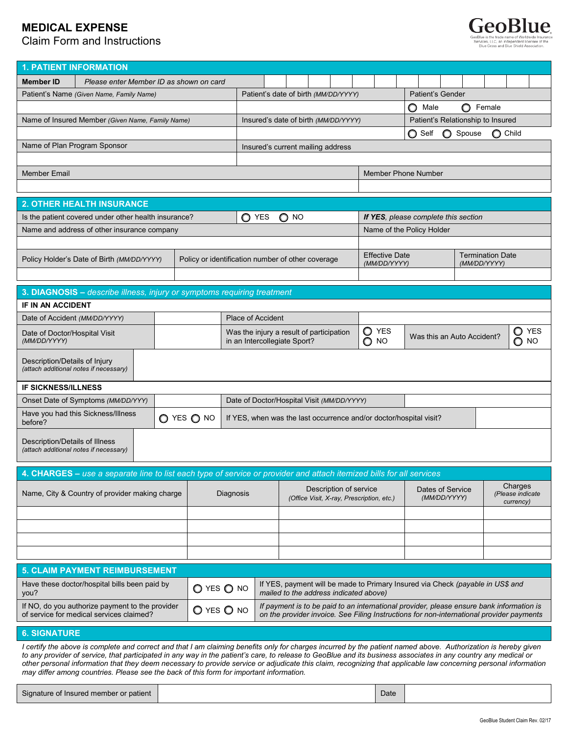# MEDICAL EXPENSE

Claim Form and Instructions

GeoBlue

GeoBlue is the trade name of Worldwide Insurance Services, LLC, an independent licensee of the Blue Cross and Blue Shield Association.

## 1. PATIENT INFORMATION

| Member ID | *Please enter Member ID as shown on card* | | |
|---|---|---|---|
| Patient's Name *(Given Name, Family Name)* | Patient's date of birth *(MM/DD/YYYY)* | Patient's Gender | |
| | | ◯ Male ◯ Female | |
| Name of Insured Member *(Given Name, Family Name)* | Insured's date of birth *(MM/DD/YYYY)* | Patient's Relationship to Insured | |
| | | ◯ Self ◯ Spouse ◯ Child | |
| Name of Plan Program Sponsor | Insured's current mailing address | | |
| | | | |
| Member Email | | Member Phone Number | |
| | | | |

## 2. OTHER HEALTH INSURANCE

| Is the patient covered under other health insurance? | ◯ YES ◯ NO | *If YES, please complete this section* | |
|---|---|---|---|
| Name and address of other insurance company | | Name of the Policy Holder | |
| | | | |
| Policy Holder's Date of Birth *(MM/DD/YYYY)* | Policy or identification number of other coverage | Effective Date *(MM/DD/YYYY)* | Termination Date *(MM/DD/YYYY)* |
| | | | |

## 3. DIAGNOSIS – *describe illness, injury or symptoms requiring treatment*

**IF IN AN ACCIDENT**

| Date of Accident *(MM/DD/YYYY)* | | Place of Accident | | | |
|---|---|---|---|---|---|
| Date of Doctor/Hospital Visit *(MM/DD/YYYY)* | | Was the injury a result of participation in an Intercollegiate Sport? | ◯ YES ◯ NO | Was this an Auto Accident? | ◯ YES ◯ NO |
| Description/Details of Injury *(attach additional notes if necessary)* | | | | | |

**IF SICKNESS/ILLNESS**

| Onset Date of Symptoms *(MM/DD/YYY)* | | Date of Doctor/Hospital Visit *(MM/DD/YYYY)* | |
|---|---|---|---|
| Have you had this Sickness/Illness before? | ◯ YES ◯ NO | If YES, when was the last occurrence and/or doctor/hospital visit? | |
| Description/Details of Illness *(attach additional notes if necessary)* | | | |

## 4. CHARGES – *use a separate line to list each type of service or provider and attach itemized bills for all services*

| Name, City & Country of provider making charge | Diagnosis | Description of service *(Office Visit, X-ray, Prescription, etc.)* | Dates of Service *(MM/DD/YYYY)* | Charges *(Please indicate currency)* |
|---|---|---|---|---|
| | | | | |
| | | | | |
| | | | | |
| | | | | |

## 5. CLAIM PAYMENT REIMBURSEMENT

| Have these doctor/hospital bills been paid by you? | ◯ YES ◯ NO | If YES, payment will be made to Primary Insured via Check *(payable in US$ and mailed to the address indicated above)* |
|---|---|---|
| If NO, do you authorize payment to the provider of service for medical services claimed? | ◯ YES ◯ NO | *If payment is to be paid to an international provider, please ensure bank information is on the provider invoice. See Filing Instructions for non-international provider payments* |

## 6. SIGNATURE

*I certify the above is complete and correct and that I am claiming benefits only for charges incurred by the patient named above. Authorization is hereby given to any provider of service, that participated in any way in the patient's care, to release to GeoBlue and its business associates in any country any medical or other personal information that they deem necessary to provide service or adjudicate this claim, recognizing that applicable law concerning personal information may differ among countries. Please see the back of this form for important information.*

| Signature of Insured member or patient | | Date | |
|---|---|---|---|

GeoBlue Student Claim Rev. 02/17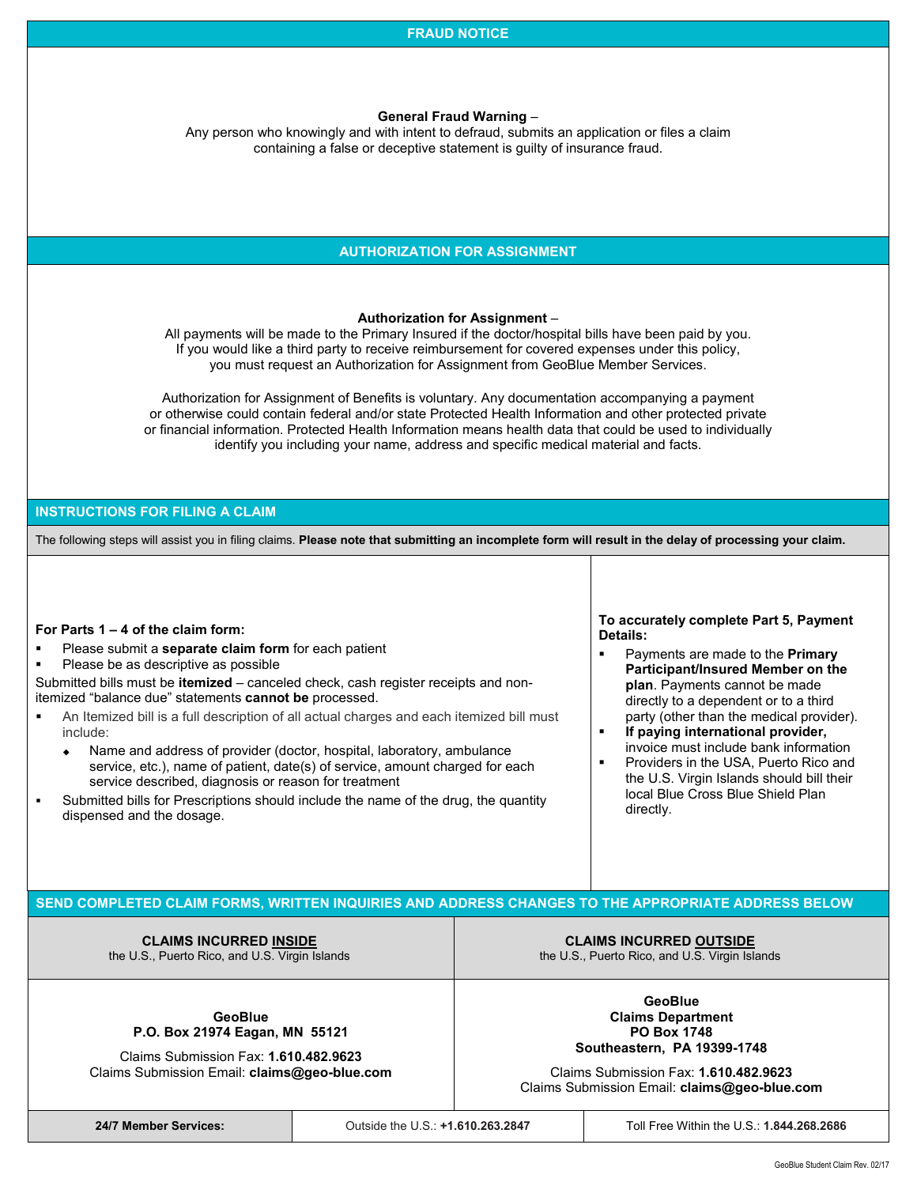## FRAUD NOTICE

**General Fraud Warning** –
Any person who knowingly and with intent to defraud, submits an application or files a claim containing a false or deceptive statement is guilty of insurance fraud.

## AUTHORIZATION FOR ASSIGNMENT

**Authorization for Assignment** –
All payments will be made to the Primary Insured if the doctor/hospital bills have been paid by you. If you would like a third party to receive reimbursement for covered expenses under this policy, you must request an Authorization for Assignment from GeoBlue Member Services.

Authorization for Assignment of Benefits is voluntary. Any documentation accompanying a payment or otherwise could contain federal and/or state Protected Health Information and other protected private or financial information. Protected Health Information means health data that could be used to individually identify you including your name, address and specific medical material and facts.

## INSTRUCTIONS FOR FILING A CLAIM

The following steps will assist you in filing claims. **Please note that submitting an incomplete form will result in the delay of processing your claim.**

**For Parts 1 – 4 of the claim form:**

- Please submit a **separate claim form** for each patient
- Please be as descriptive as possible

Submitted bills must be **itemized** – canceled check, cash register receipts and non-itemized "balance due" statements **cannot be** processed.

- An Itemized bill is a full description of all actual charges and each itemized bill must include:
  - Name and address of provider (doctor, hospital, laboratory, ambulance service, etc.), name of patient, date(s) of service, amount charged for each service described, diagnosis or reason for treatment
- Submitted bills for Prescriptions should include the name of the drug, the quantity dispensed and the dosage.

**To accurately complete Part 5, Payment Details:**

- Payments are made to the **Primary Participant/Insured Member on the plan**. Payments cannot be made directly to a dependent or to a third party (other than the medical provider).
- **If paying international provider,** invoice must include bank information
- Providers in the USA, Puerto Rico and the U.S. Virgin Islands should bill their local Blue Cross Blue Shield Plan directly.

## SEND COMPLETED CLAIM FORMS, WRITTEN INQUIRIES AND ADDRESS CHANGES TO THE APPROPRIATE ADDRESS BELOW

| **CLAIMS INCURRED INSIDE** the U.S., Puerto Rico, and U.S. Virgin Islands | **CLAIMS INCURRED OUTSIDE** the U.S., Puerto Rico, and U.S. Virgin Islands |
|---|---|
| **GeoBlue**<br>**P.O. Box 21974 Eagan, MN 55121**<br>Claims Submission Fax: **1.610.482.9623**<br>Claims Submission Email: **claims@geo-blue.com** | **GeoBlue**<br>**Claims Department**<br>**PO Box 1748**<br>**Southeastern, PA 19399-1748**<br>Claims Submission Fax: **1.610.482.9623**<br>Claims Submission Email: **claims@geo-blue.com** |

| | | |
|---|---|---|
| **24/7 Member Services:** | Outside the U.S.: **+1.610.263.2847** | Toll Free Within the U.S.: **1.844.268.2686** |

GeoBlue Student Claim Rev. 02/17